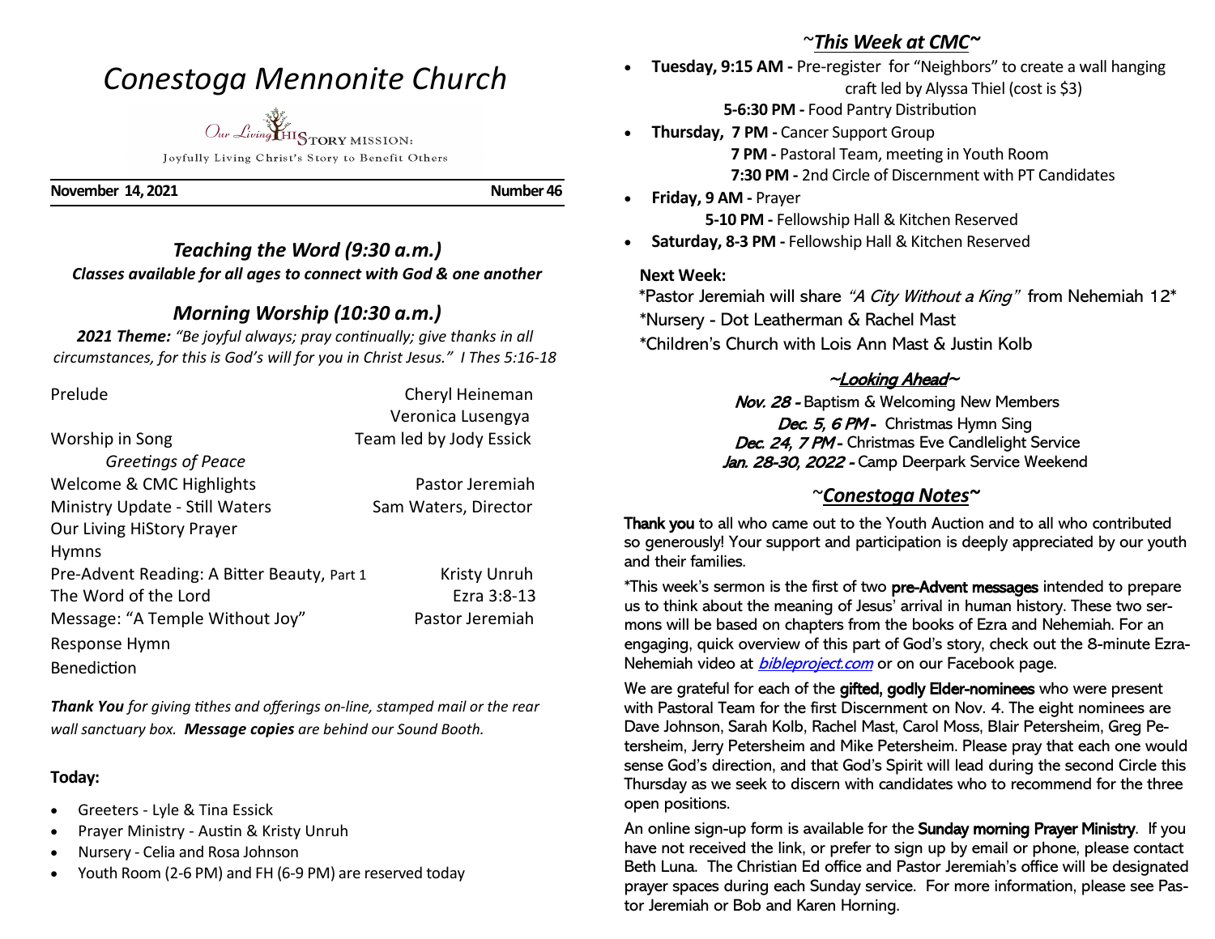# *Conestoga Mennonite Church*

Our Living HiSTORY MISSION:

Joyfully Living Christ's Story to Benefit Others

**November 14, 2021** **Number 46**

## *Teaching the Word (9:30 a.m.)*

***Classes available for all ages to connect with God & one another***

## *Morning Worship (10:30 a.m.)*

***2021 Theme:*** *"Be joyful always; pray continually; give thanks in all circumstances, for this is God's will for you in Christ Jesus." I Thes 5:16-18*

| | |
|---|---|
| Prelude | Cheryl Heineman<br>Veronica Lusengya |
| Worship in Song | Team led by Jody Essick |
| *Greetings of Peace* | |
| Welcome & CMC Highlights | Pastor Jeremiah |
| Ministry Update - Still Waters | Sam Waters, Director |
| Our Living HiStory Prayer | |
| Hymns | |
| Pre-Advent Reading: A Bitter Beauty, Part 1 | Kristy Unruh |
| The Word of the Lord | Ezra 3:8-13 |
| Message: "A Temple Without Joy" | Pastor Jeremiah |
| Response Hymn | |
| Benediction | |

***Thank You*** *for giving tithes and offerings on-line, stamped mail or the rear wall sanctuary box.* ***Message copies*** *are behind our Sound Booth.*

**Today:**

- Greeters - Lyle & Tina Essick
- Prayer Ministry - Austin & Kristy Unruh
- Nursery - Celia and Rosa Johnson
- Youth Room (2-6 PM) and FH (6-9 PM) are reserved today

## ~*This Week at CMC*~

- **Tuesday, 9:15 AM -** Pre-register for "Neighbors" to create a wall hanging craft led by Alyssa Thiel (cost is $3)
  **5-6:30 PM -** Food Pantry Distribution
- **Thursday, 7 PM -** Cancer Support Group
  **7 PM -** Pastoral Team, meeting in Youth Room
  **7:30 PM -** 2nd Circle of Discernment with PT Candidates
- **Friday, 9 AM -** Prayer
  **5-10 PM -** Fellowship Hall & Kitchen Reserved
- **Saturday, 8-3 PM -** Fellowship Hall & Kitchen Reserved

**Next Week:**

*Pastor Jeremiah will share *"A City Without a King"* from Nehemiah 12*
*Nursery - Dot Leatherman & Rachel Mast
*Children's Church with Lois Ann Mast & Justin Kolb

### ~*Looking Ahead*~

*Nov. 28 -* Baptism & Welcoming New Members
*Dec. 5, 6 PM -* Christmas Hymn Sing
*Dec. 24, 7 PM -* Christmas Eve Candlelight Service
*Jan. 28-30, 2022 -* Camp Deerpark Service Weekend

## ~*Conestoga Notes*~

**Thank you** to all who came out to the Youth Auction and to all who contributed so generously! Your support and participation is deeply appreciated by our youth and their families.

*This week's sermon is the first of two **pre-Advent messages** intended to prepare us to think about the meaning of Jesus' arrival in human history. These two sermons will be based on chapters from the books of Ezra and Nehemiah. For an engaging, quick overview of this part of God's story, check out the 8-minute Ezra-Nehemiah video at *bibleproject.com* or on our Facebook page.

We are grateful for each of the **gifted, godly Elder-nominees** who were present with Pastoral Team for the first Discernment on Nov. 4. The eight nominees are Dave Johnson, Sarah Kolb, Rachel Mast, Carol Moss, Blair Petersheim, Greg Petersheim, Jerry Petersheim and Mike Petersheim. Please pray that each one would sense God's direction, and that God's Spirit will lead during the second Circle this Thursday as we seek to discern with candidates who to recommend for the three open positions.

An online sign-up form is available for the **Sunday morning Prayer Ministry**. If you have not received the link, or prefer to sign up by email or phone, please contact Beth Luna. The Christian Ed office and Pastor Jeremiah's office will be designated prayer spaces during each Sunday service. For more information, please see Pastor Jeremiah or Bob and Karen Horning.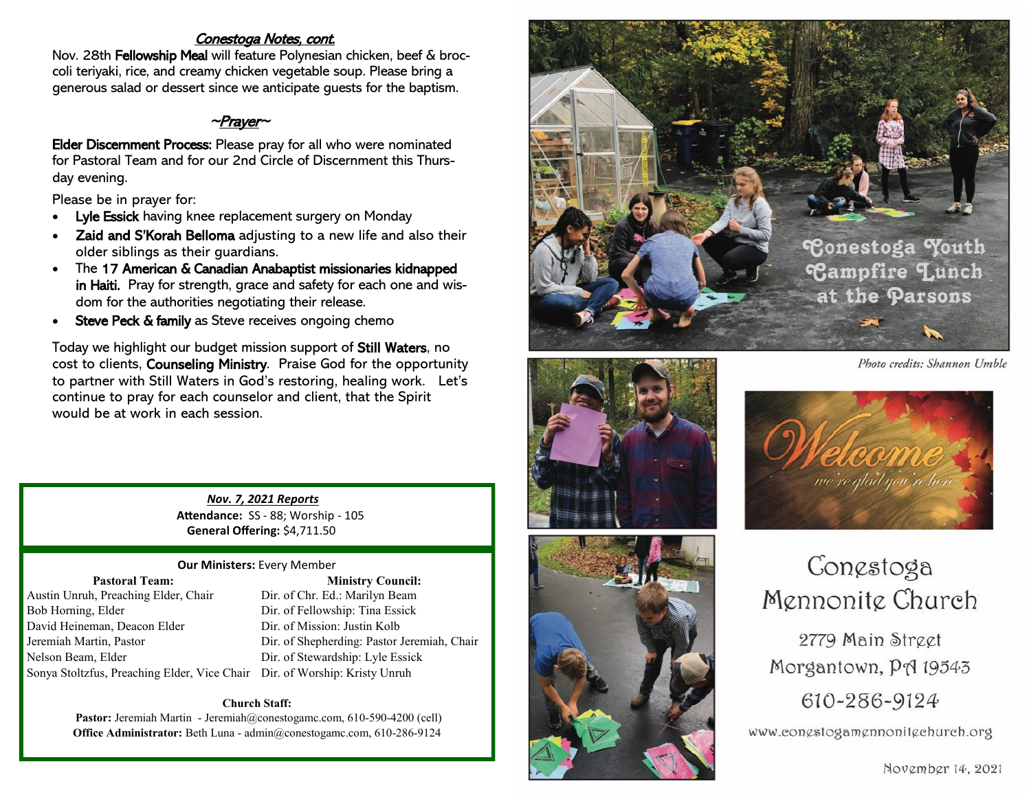## Conestoga Notes, cont.

Nov. 28th **Fellowship Meal** will feature Polynesian chicken, beef & broccoli teriyaki, rice, and creamy chicken vegetable soup. Please bring a generous salad or dessert since we anticipate guests for the baptism.

## ~Prayer~

**Elder Discernment Process:** Please pray for all who were nominated for Pastoral Team and for our 2nd Circle of Discernment this Thursday evening.

Please be in prayer for:

- **Lyle Essick** having knee replacement surgery on Monday
- **Zaid and S'Korah Belloma** adjusting to a new life and also their older siblings as their guardians.
- The **17 American & Canadian Anabaptist missionaries kidnapped in Haiti.** Pray for strength, grace and safety for each one and wisdom for the authorities negotiating their release.
- **Steve Peck & family** as Steve receives ongoing chemo

Today we highlight our budget mission support of **Still Waters**, no cost to clients, **Counseling Ministry**. Praise God for the opportunity to partner with Still Waters in God's restoring, healing work. Let's continue to pray for each counselor and client, that the Spirit would be at work in each session.

***Nov. 7, 2021 Reports***
**Attendance:** SS - 88; Worship - 105
**General Offering:** $4,711.50

**Our Ministers:** Every Member

| **Pastoral Team:** | **Ministry Council:** |
|---|---|
| Austin Unruh, Preaching Elder, Chair | Dir. of Chr. Ed.: Marilyn Beam |
| Bob Horning, Elder | Dir. of Fellowship: Tina Essick |
| David Heineman, Deacon Elder | Dir. of Mission: Justin Kolb |
| Jeremiah Martin, Pastor | Dir. of Shepherding: Pastor Jeremiah, Chair |
| Nelson Beam, Elder | Dir. of Stewardship: Lyle Essick |
| Sonya Stoltzfus, Preaching Elder, Vice Chair | Dir. of Worship: Kristy Unruh |

**Church Staff:**
**Pastor:** Jeremiah Martin - Jeremiah@conestogamc.com, 610-590-4200 (cell)
**Office Administrator:** Beth Luna - admin@conestogamc.com, 610-286-9124

Conestoga Youth Campfire Lunch at the Parsons

*Photo credits: Shannon Umble*

Welcome — we're glad you're here

# Conestoga Mennonite Church

2779 Main Street
Morgantown, PA 19543

610-286-9124

www.conestogamennonitechurch.org

November 14, 2021